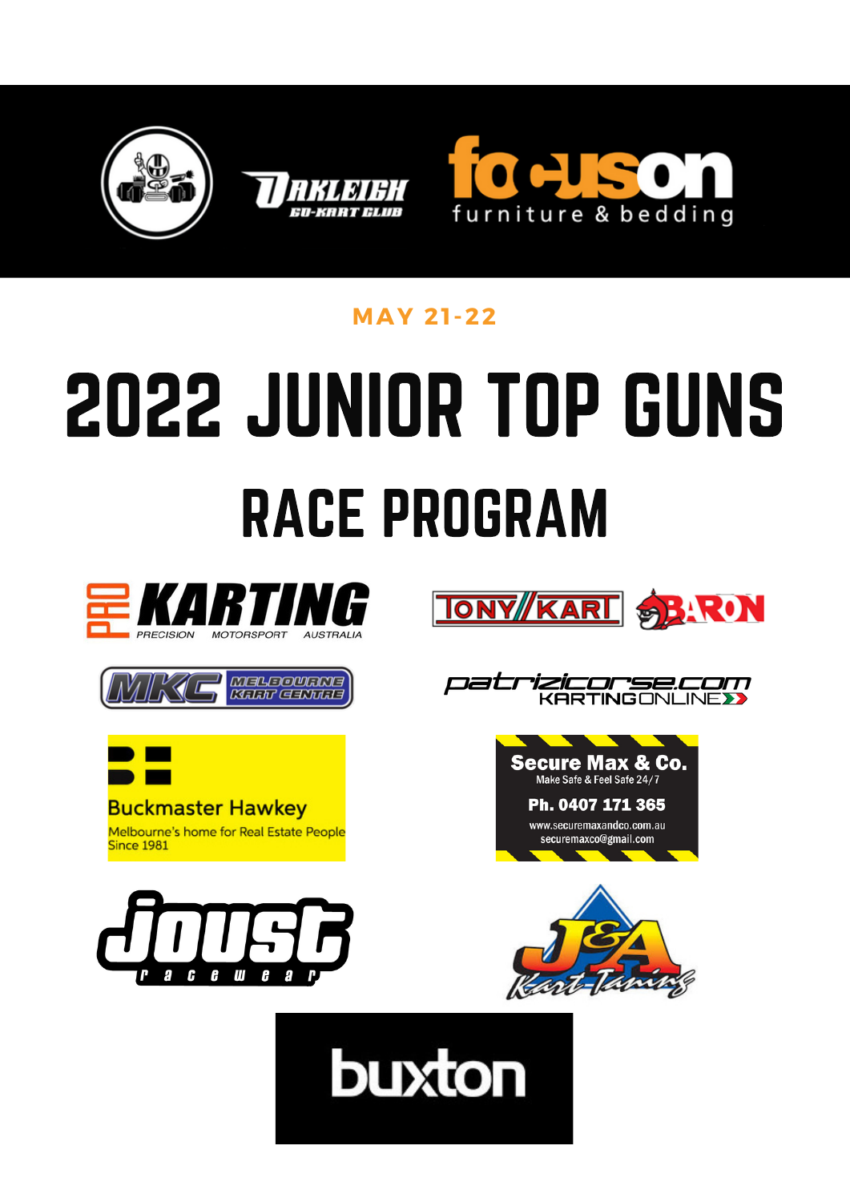MAY 21-22

# 2022 JUNIOR TOP GUNS

## RACE PROGRAM

Secure Max & Co.
Make Safe & Feel Safe 24/7
Ph. 0407 171 365
www.securemaxandco.com.au
securemaxco@gmail.com

Buckmaster Hawkey
Melbourne's home for Real Estate People
Since 1981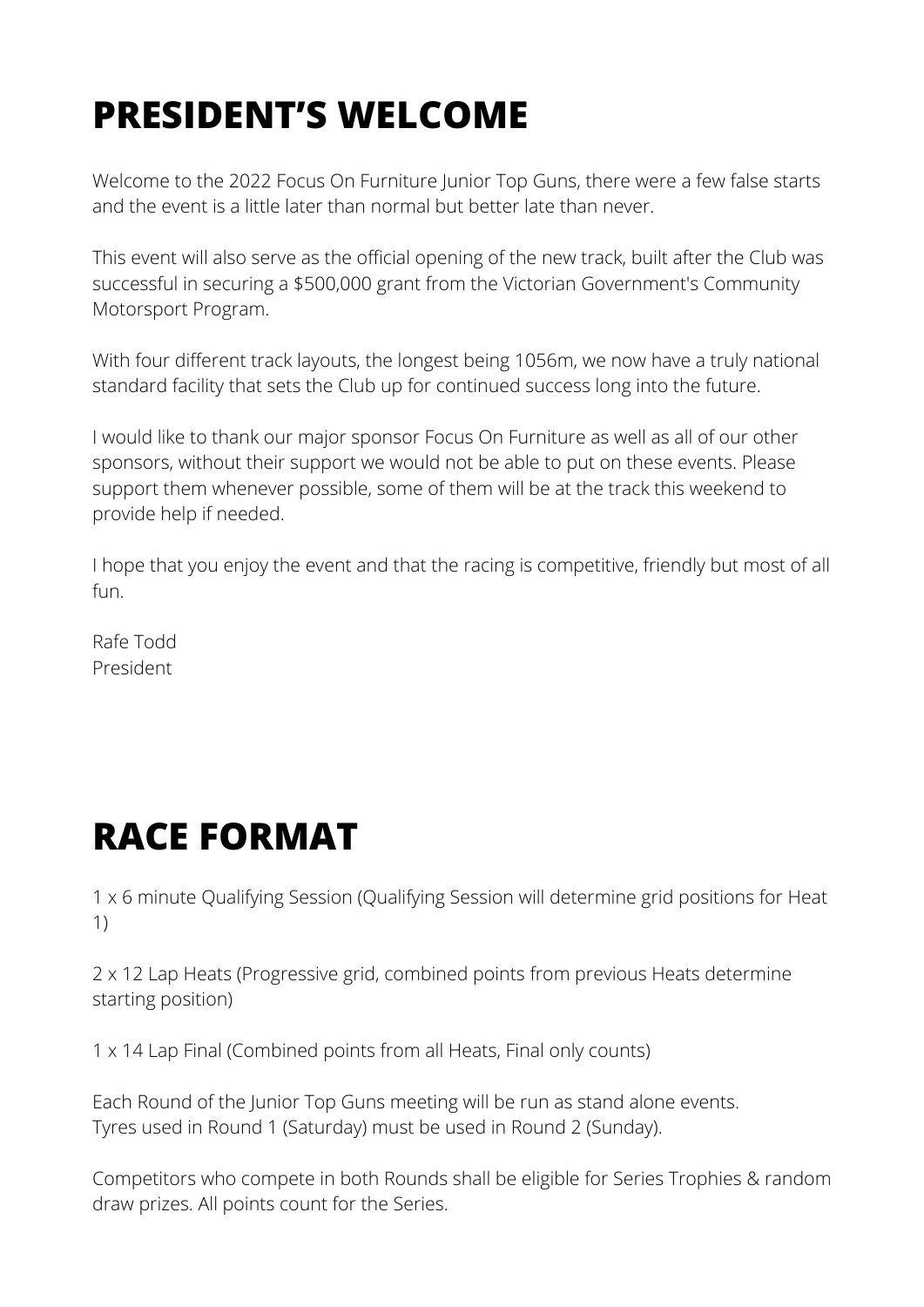# PRESIDENT'S WELCOME

Welcome to the 2022 Focus On Furniture Junior Top Guns, there were a few false starts and the event is a little later than normal but better late than never.

This event will also serve as the official opening of the new track, built after the Club was successful in securing a $500,000 grant from the Victorian Government's Community Motorsport Program.

With four different track layouts, the longest being 1056m, we now have a truly national standard facility that sets the Club up for continued success long into the future.

I would like to thank our major sponsor Focus On Furniture as well as all of our other sponsors, without their support we would not be able to put on these events. Please support them whenever possible, some of them will be at the track this weekend to provide help if needed.

I hope that you enjoy the event and that the racing is competitive, friendly but most of all fun.

Rafe Todd
President

# RACE FORMAT

1 x 6 minute Qualifying Session (Qualifying Session will determine grid positions for Heat 1)

2 x 12 Lap Heats (Progressive grid, combined points from previous Heats determine starting position)

1 x 14 Lap Final (Combined points from all Heats, Final only counts)

Each Round of the Junior Top Guns meeting will be run as stand alone events.
Tyres used in Round 1 (Saturday) must be used in Round 2 (Sunday).

Competitors who compete in both Rounds shall be eligible for Series Trophies & random draw prizes. All points count for the Series.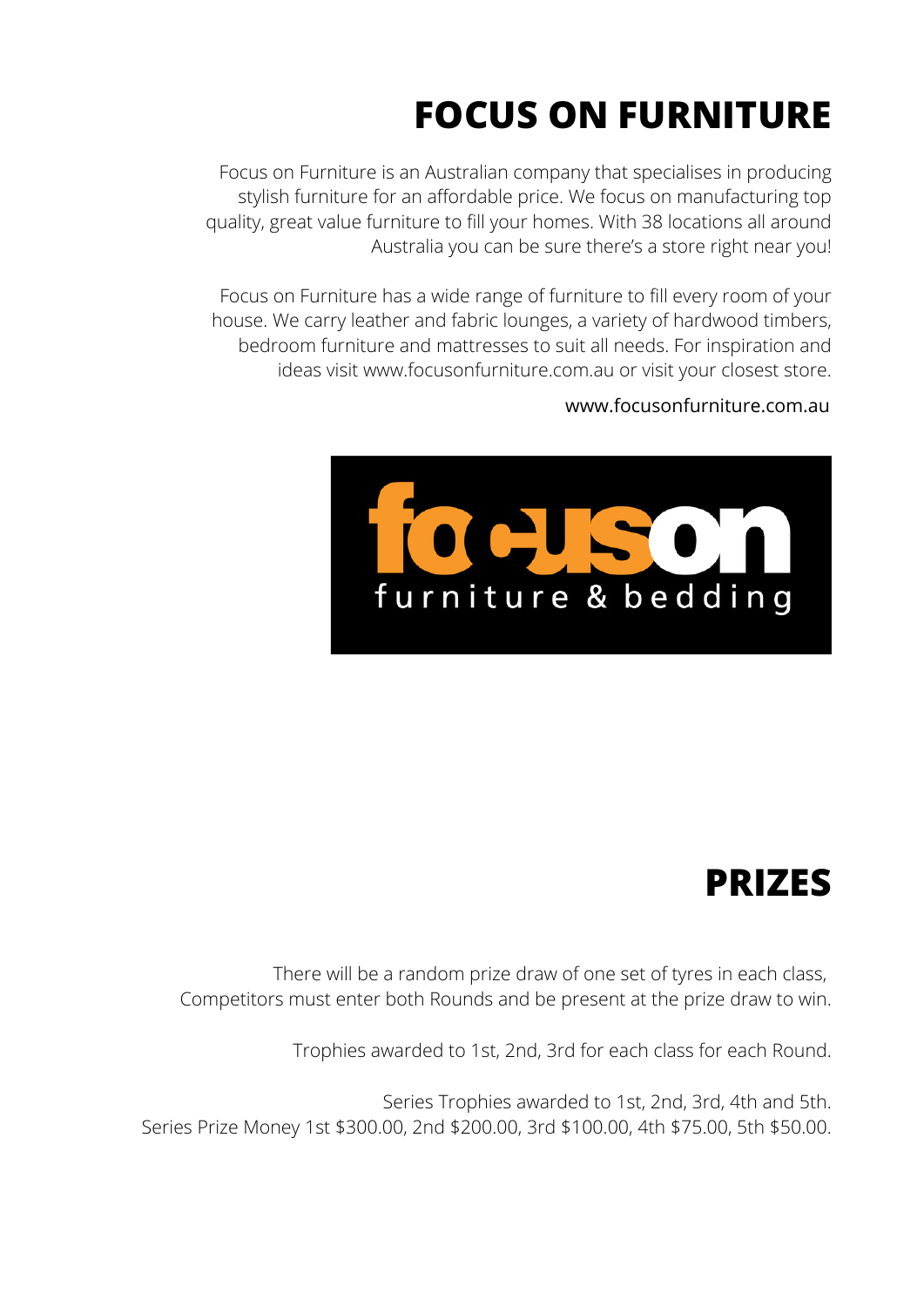# FOCUS ON FURNITURE

Focus on Furniture is an Australian company that specialises in producing stylish furniture for an affordable price. We focus on manufacturing top quality, great value furniture to fill your homes. With 38 locations all around Australia you can be sure there's a store right near you!

Focus on Furniture has a wide range of furniture to fill every room of your house. We carry leather and fabric lounges, a variety of hardwood timbers, bedroom furniture and mattresses to suit all needs. For inspiration and ideas visit www.focusonfurniture.com.au or visit your closest store.

www.focusonfurniture.com.au

# PRIZES

There will be a random prize draw of one set of tyres in each class, Competitors must enter both Rounds and be present at the prize draw to win.

Trophies awarded to 1st, 2nd, 3rd for each class for each Round.

Series Trophies awarded to 1st, 2nd, 3rd, 4th and 5th.
Series Prize Money 1st $300.00, 2nd $200.00, 3rd $100.00, 4th $75.00, 5th $50.00.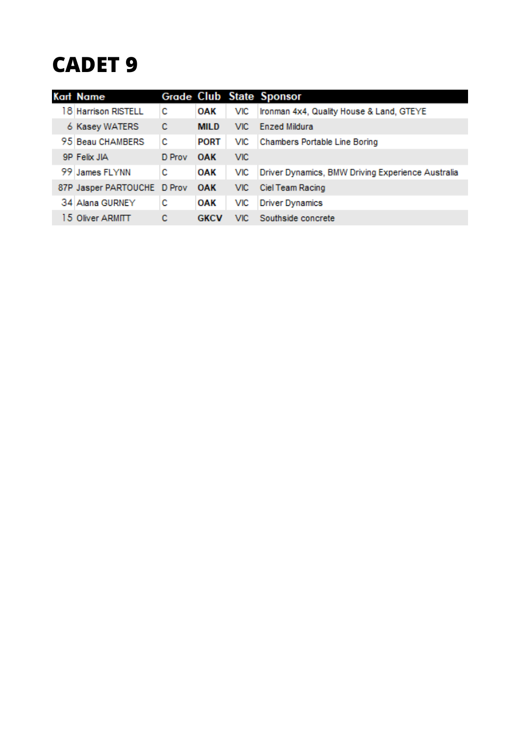# CADET 9

| Kart | Name | Grade | Club | State | Sponsor |
|---|---|---|---|---|---|
| 18 | Harrison RISTELL | C | **OAK** | VIC | Ironman 4x4, Quality House & Land, GTEYE |
| 6 | Kasey WATERS | C | **MILD** | VIC | Enzed Mildura |
| 95 | Beau CHAMBERS | C | **PORT** | VIC | Chambers Portable Line Boring |
| 9P | Felix JIA | D Prov | **OAK** | VIC | |
| 99 | James FLYNN | C | **OAK** | VIC | Driver Dynamics, BMW Driving Experience Australia |
| 87P | Jasper PARTOUCHE | D Prov | **OAK** | VIC | Ciel Team Racing |
| 34 | Alana GURNEY | C | **OAK** | VIC | Driver Dynamics |
| 15 | Oliver ARMITT | C | **GKCV** | VIC | Southside concrete |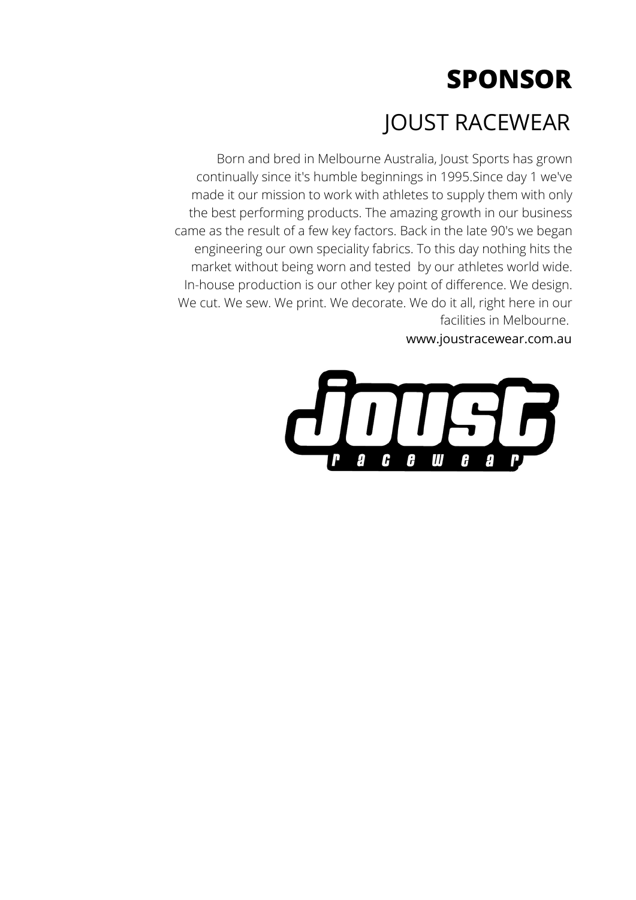# SPONSOR

## JOUST RACEWEAR

Born and bred in Melbourne Australia, Joust Sports has grown continually since it's humble beginnings in 1995.Since day 1 we've made it our mission to work with athletes to supply them with only the best performing products. The amazing growth in our business came as the result of a few key factors. Back in the late 90's we began engineering our own speciality fabrics. To this day nothing hits the market without being worn and tested by our athletes world wide. In-house production is our other key point of difference. We design. We cut. We sew. We print. We decorate. We do it all, right here in our facilities in Melbourne.

www.joustracewear.com.au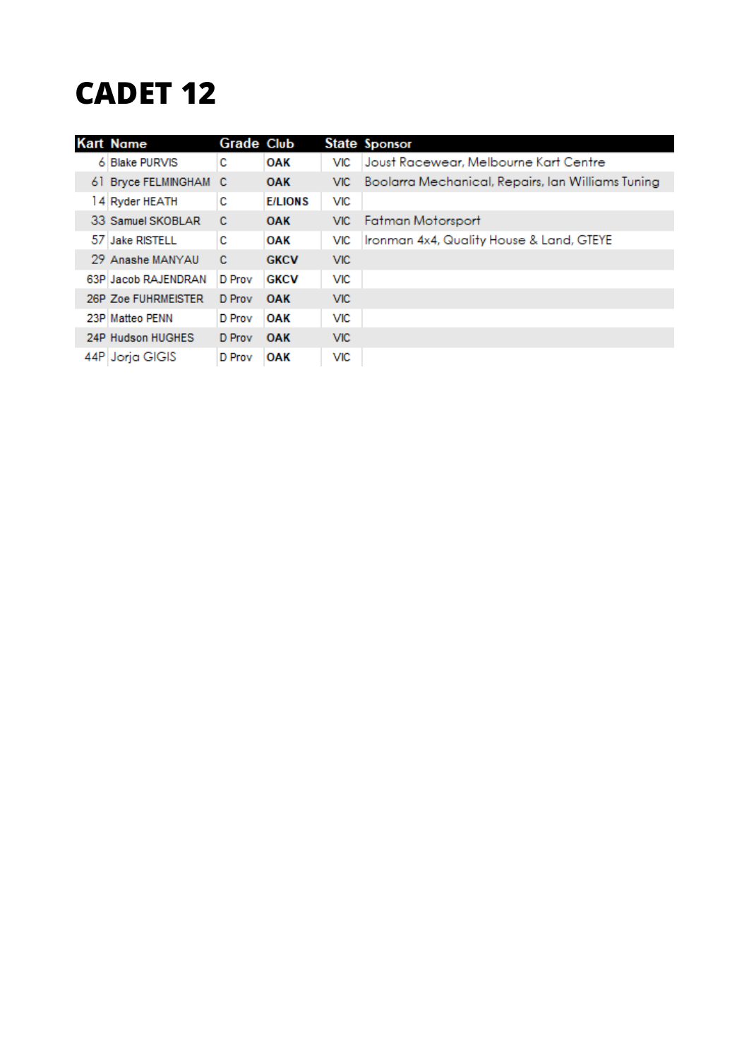# CADET 12

| Kart | Name | Grade | Club | State | Sponsor |
|---|---|---|---|---|---|
| 6 | Blake PURVIS | C | OAK | VIC | Joust Racewear, Melbourne Kart Centre |
| 61 | Bryce FELMINGHAM | C | OAK | VIC | Boolarra Mechanical, Repairs, Ian Williams Tuning |
| 14 | Ryder HEATH | C | E/LIONS | VIC | |
| 33 | Samuel SKOBLAR | C | OAK | VIC | Fatman Motorsport |
| 57 | Jake RISTELL | C | OAK | VIC | Ironman 4x4, Quality House & Land, GTEYE |
| 29 | Anashe MANYAU | C | GKCV | VIC | |
| 63P | Jacob RAJENDRAN | D Prov | GKCV | VIC | |
| 26P | Zoe FUHRMEISTER | D Prov | OAK | VIC | |
| 23P | Matteo PENN | D Prov | OAK | VIC | |
| 24P | Hudson HUGHES | D Prov | OAK | VIC | |
| 44P | Jorja GIGIS | D Prov | OAK | VIC | |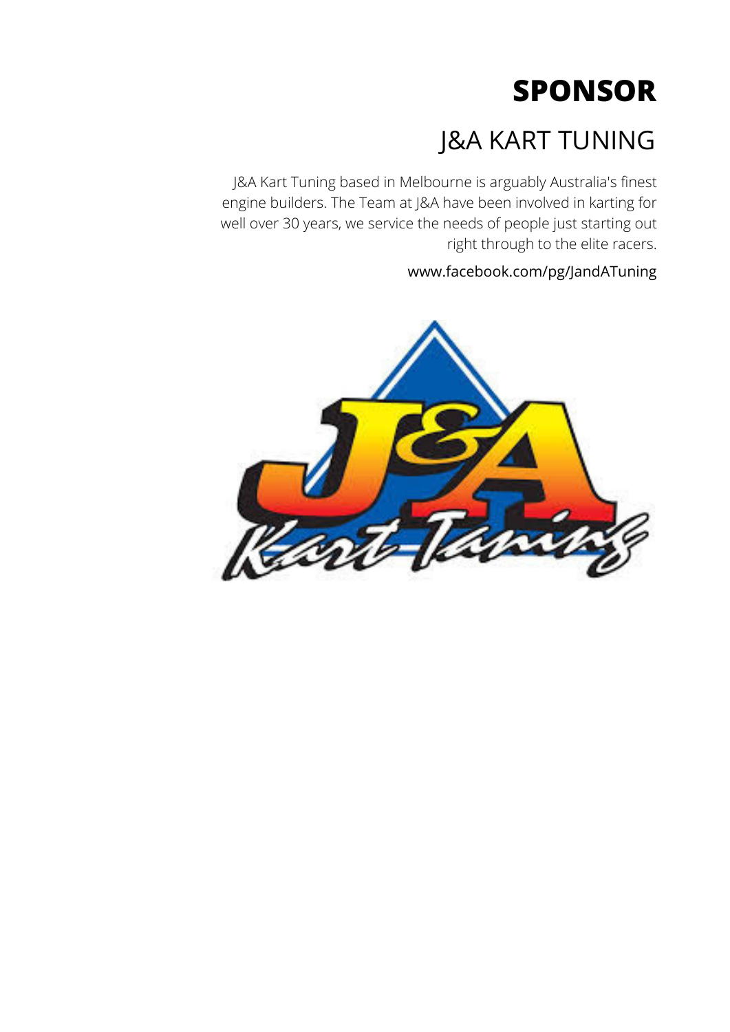# SPONSOR

## J&A KART TUNING

J&A Kart Tuning based in Melbourne is arguably Australia's finest engine builders. The Team at J&A have been involved in karting for well over 30 years, we service the needs of people just starting out right through to the elite racers.

www.facebook.com/pg/JandATuning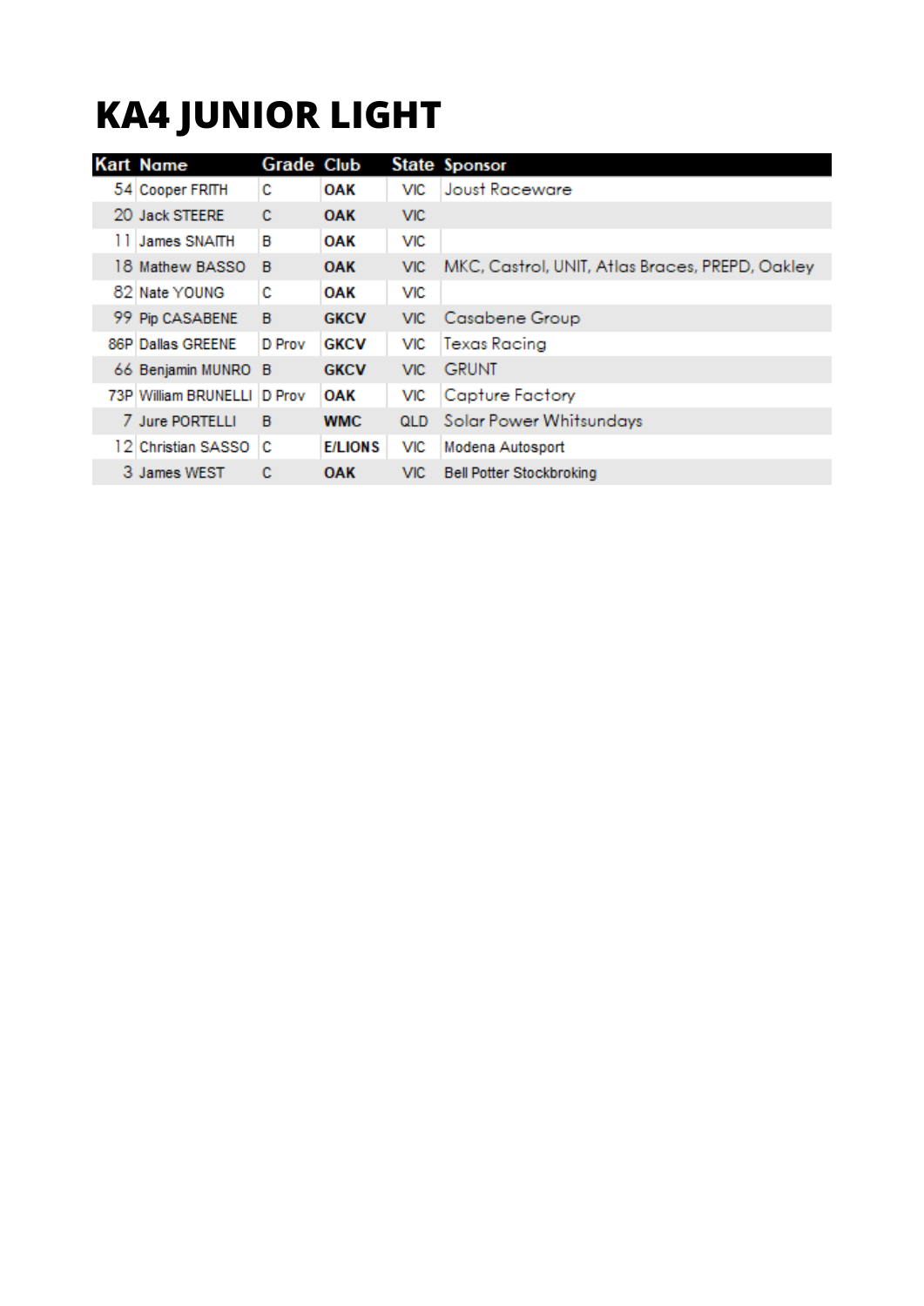# KA4 JUNIOR LIGHT

| Kart | Name | Grade | Club | State | Sponsor |
|---|---|---|---|---|---|
| 54 | Cooper FRITH | C | OAK | VIC | Joust Raceware |
| 20 | Jack STEERE | C | OAK | VIC | |
| 11 | James SNAITH | B | OAK | VIC | |
| 18 | Mathew BASSO | B | OAK | VIC | MKC, Castrol, UNIT, Atlas Braces, PREPD, Oakley |
| 82 | Nate YOUNG | C | OAK | VIC | |
| 99 | Pip CASABENE | B | GKCV | VIC | Casabene Group |
| 86P | Dallas GREENE | D Prov | GKCV | VIC | Texas Racing |
| 66 | Benjamin MUNRO | B | GKCV | VIC | GRUNT |
| 73P | William BRUNELLI | D Prov | OAK | VIC | Capture Factory |
| 7 | Jure PORTELLI | B | WMC | QLD | Solar Power Whitsundays |
| 12 | Christian SASSO | C | E/LIONS | VIC | Modena Autosport |
| 3 | James WEST | C | OAK | VIC | Bell Potter Stockbroking |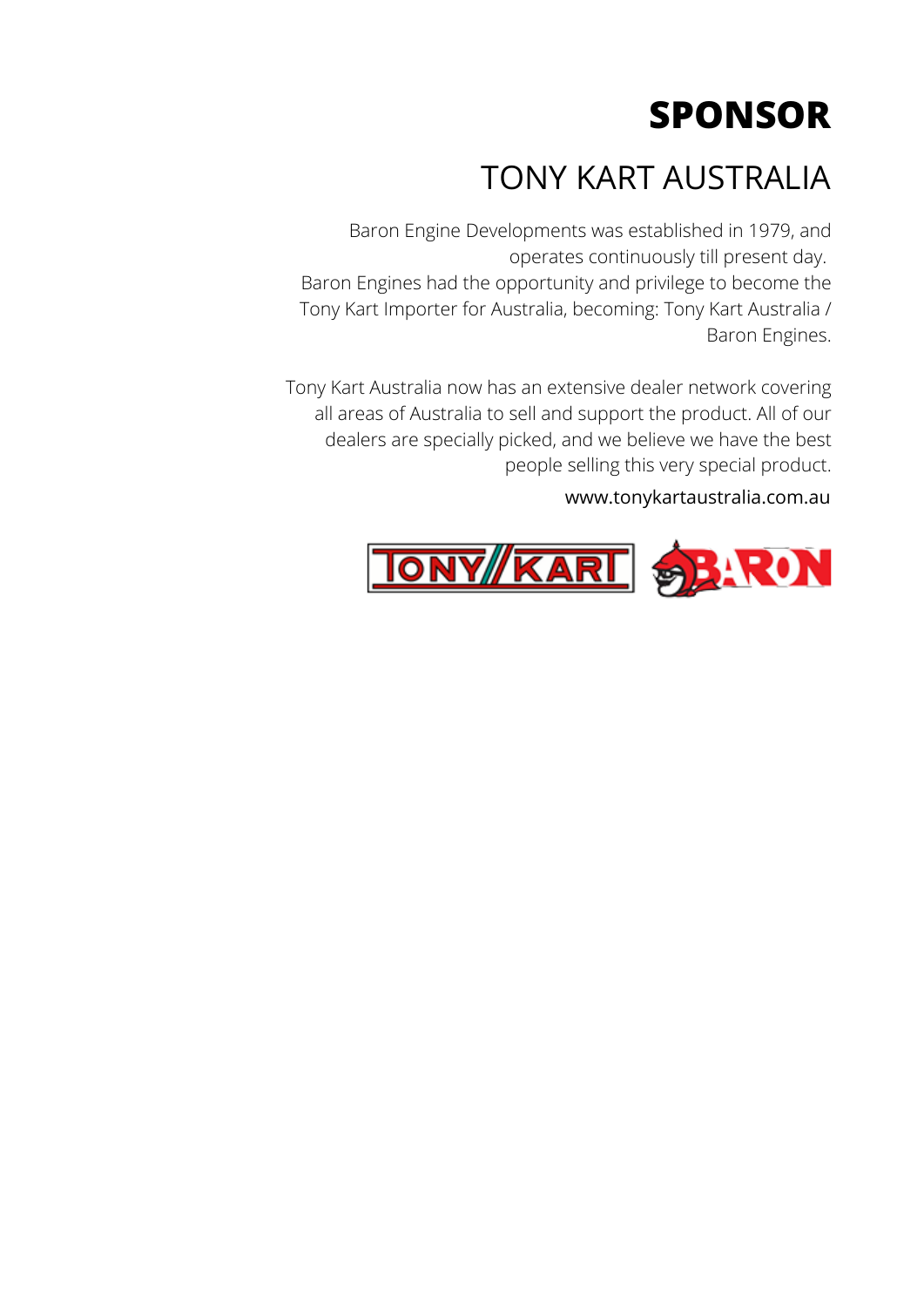# SPONSOR

## TONY KART AUSTRALIA

Baron Engine Developments was established in 1979, and operates continuously till present day.
Baron Engines had the opportunity and privilege to become the Tony Kart Importer for Australia, becoming: Tony Kart Australia / Baron Engines.

Tony Kart Australia now has an extensive dealer network covering all areas of Australia to sell and support the product. All of our dealers are specially picked, and we believe we have the best people selling this very special product.

www.tonykartaustralia.com.au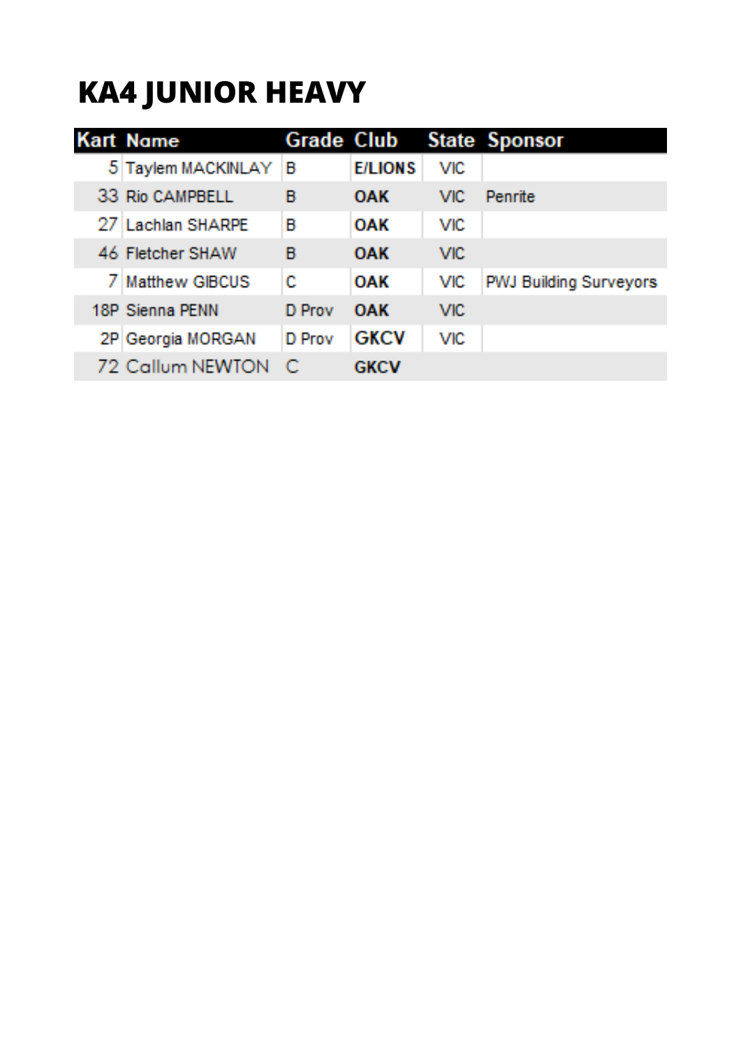# KA4 JUNIOR HEAVY

| Kart | Name | Grade | Club | State | Sponsor |
|---|---|---|---|---|---|
| 5 | Taylem MACKINLAY | B | E/LIONS | VIC | |
| 33 | Rio CAMPBELL | B | OAK | VIC | Penrite |
| 27 | Lachlan SHARPE | B | OAK | VIC | |
| 46 | Fletcher SHAW | B | OAK | VIC | |
| 7 | Matthew GIBCUS | C | OAK | VIC | PWJ Building Surveyors |
| 18P | Sienna PENN | D Prov | OAK | VIC | |
| 2P | Georgia MORGAN | D Prov | GKCV | VIC | |
| 72 | Callum NEWTON | C | GKCV | | |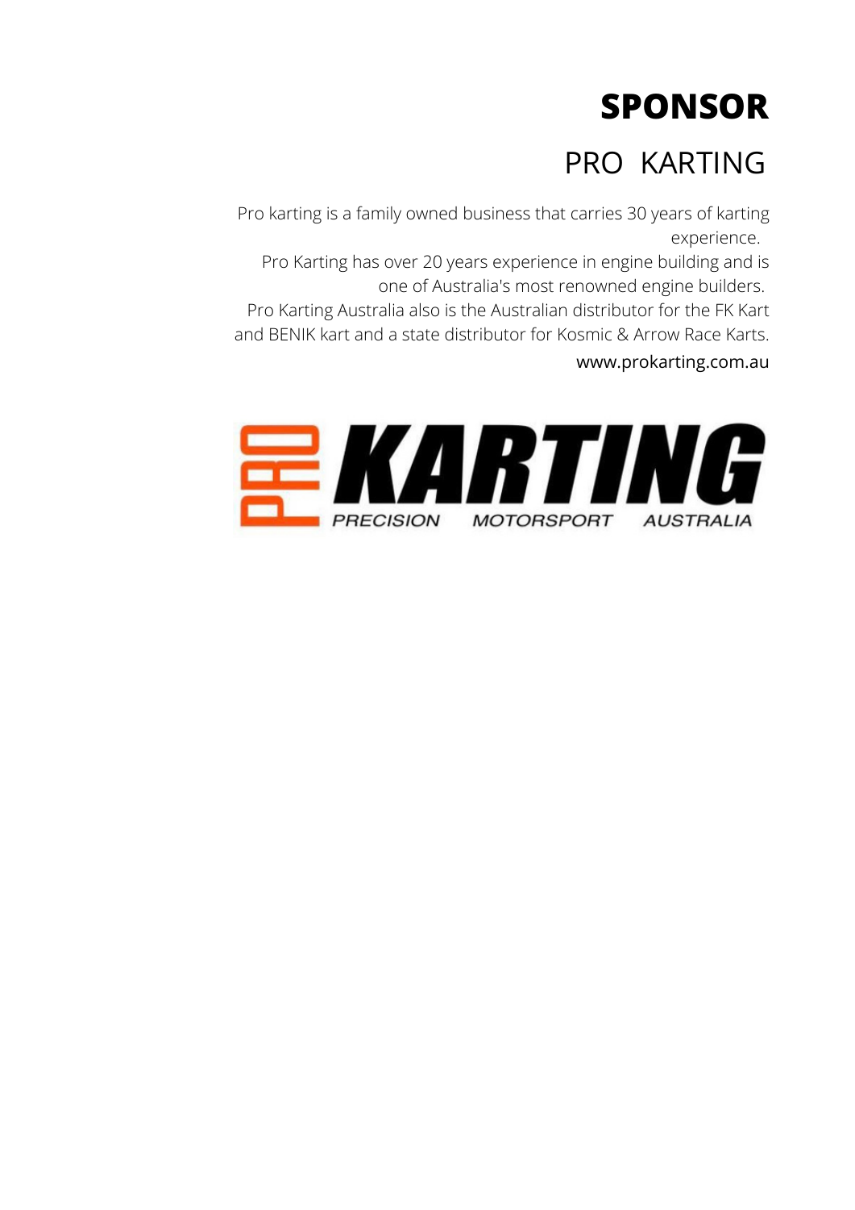# SPONSOR

## PRO KARTING

Pro karting is a family owned business that carries 30 years of karting experience.

Pro Karting has over 20 years experience in engine building and is one of Australia's most renowned engine builders.

Pro Karting Australia also is the Australian distributor for the FK Kart and BENIK kart and a state distributor for Kosmic & Arrow Race Karts.

www.prokarting.com.au

PRO KARTING
PRECISION MOTORSPORT AUSTRALIA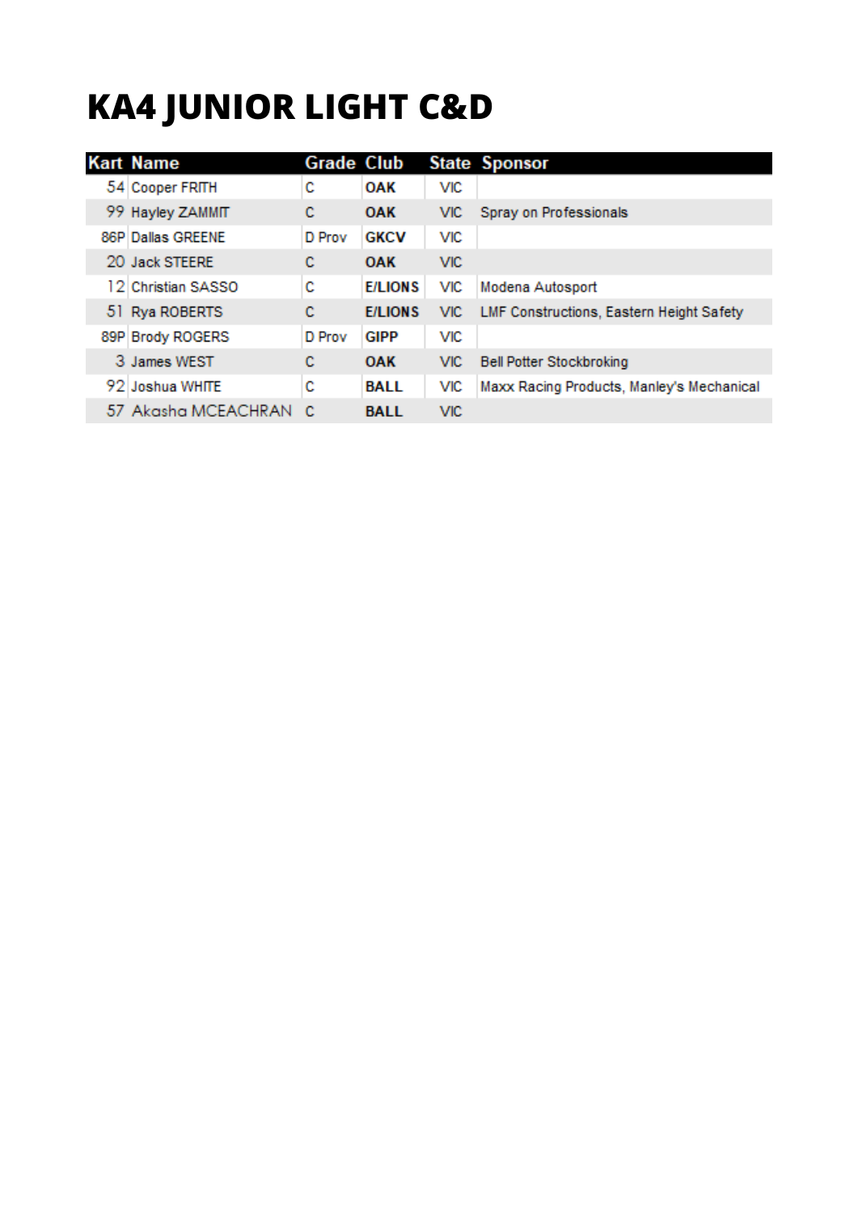# KA4 JUNIOR LIGHT C&D

| Kart | Name | Grade | Club | State | Sponsor |
|---|---|---|---|---|---|
| 54 | Cooper FRITH | C | OAK | VIC | |
| 99 | Hayley ZAMMIT | C | OAK | VIC | Spray on Professionals |
| 86P | Dallas GREENE | D Prov | GKCV | VIC | |
| 20 | Jack STEERE | C | OAK | VIC | |
| 12 | Christian SASSO | C | E/LIONS | VIC | Modena Autosport |
| 51 | Rya ROBERTS | C | E/LIONS | VIC | LMF Constructions, Eastern Height Safety |
| 89P | Brody ROGERS | D Prov | GIPP | VIC | |
| 3 | James WEST | C | OAK | VIC | Bell Potter Stockbroking |
| 92 | Joshua WHITE | C | BALL | VIC | Maxx Racing Products, Manley's Mechanical |
| 57 | Akasha MCEACHRAN | C | BALL | VIC | |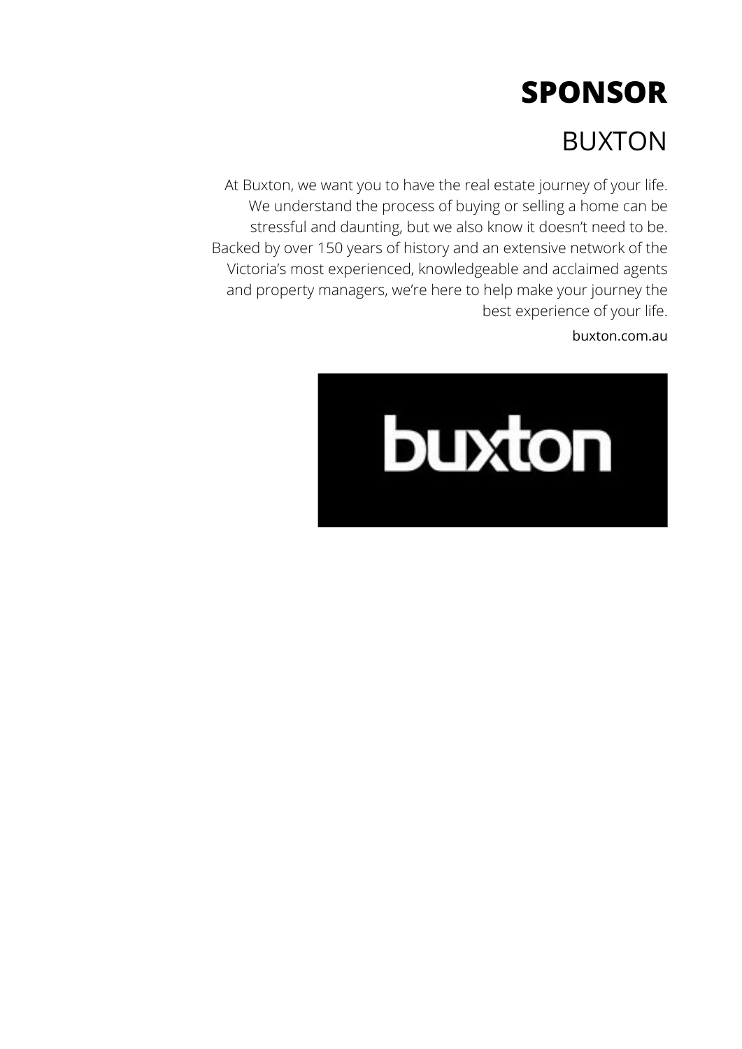# SPONSOR

## BUXTON

At Buxton, we want you to have the real estate journey of your life. We understand the process of buying or selling a home can be stressful and daunting, but we also know it doesn't need to be. Backed by over 150 years of history and an extensive network of the Victoria's most experienced, knowledgeable and acclaimed agents and property managers, we're here to help make your journey the best experience of your life.

buxton.com.au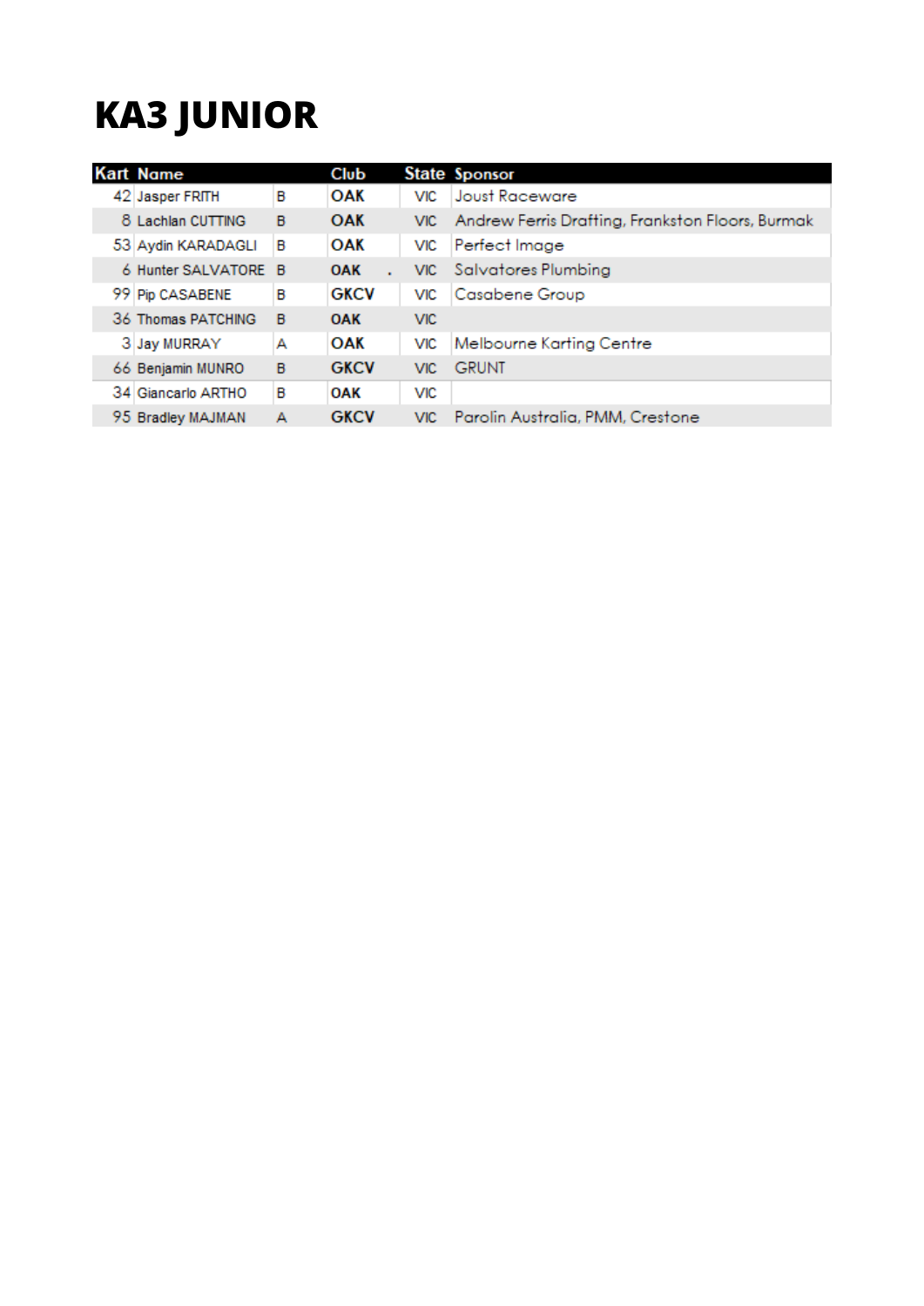# KA3 JUNIOR

| Kart | Name | | Club | | State | Sponsor |
|---|---|---|---|---|---|---|
| 42 | Jasper FRITH | B | OAK | | VIC | Joust Raceware |
| 8 | Lachlan CUTTING | B | OAK | | VIC | Andrew Ferris Drafting, Frankston Floors, Burmak |
| 53 | Aydin KARADAGLI | B | OAK | | VIC | Perfect Image |
| 6 | Hunter SALVATORE | B | OAK | . | VIC | Salvatores Plumbing |
| 99 | Pip CASABENE | B | GKCV | | VIC | Casabene Group |
| 36 | Thomas PATCHING | B | OAK | | VIC | |
| 3 | Jay MURRAY | A | OAK | | VIC | Melbourne Karting Centre |
| 66 | Benjamin MUNRO | B | GKCV | | VIC | GRUNT |
| 34 | Giancarlo ARTHO | B | OAK | | VIC | |
| 95 | Bradley MAJMAN | A | GKCV | | VIC | Parolin Australia, PMM, Crestone |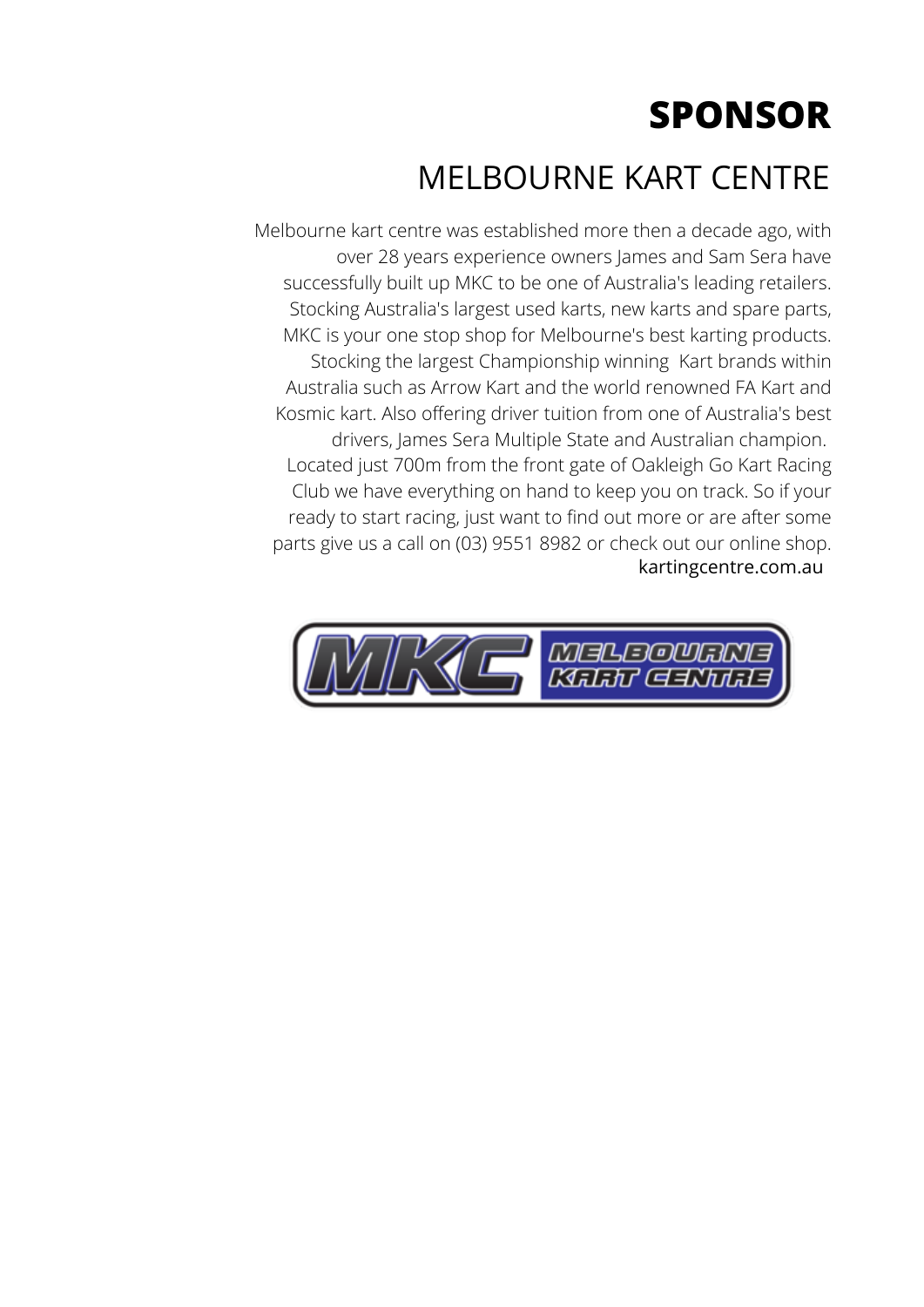# SPONSOR

## MELBOURNE KART CENTRE

Melbourne kart centre was established more then a decade ago, with over 28 years experience owners James and Sam Sera have successfully built up MKC to be one of Australia's leading retailers. Stocking Australia's largest used karts, new karts and spare parts, MKC is your one stop shop for Melbourne's best karting products. Stocking the largest Championship winning Kart brands within Australia such as Arrow Kart and the world renowned FA Kart and Kosmic kart. Also offering driver tuition from one of Australia's best drivers, James Sera Multiple State and Australian champion. Located just 700m from the front gate of Oakleigh Go Kart Racing Club we have everything on hand to keep you on track. So if your ready to start racing, just want to find out more or are after some parts give us a call on (03) 9551 8982 or check out our online shop. kartingcentre.com.au

MKC MELBOURNE KART CENTRE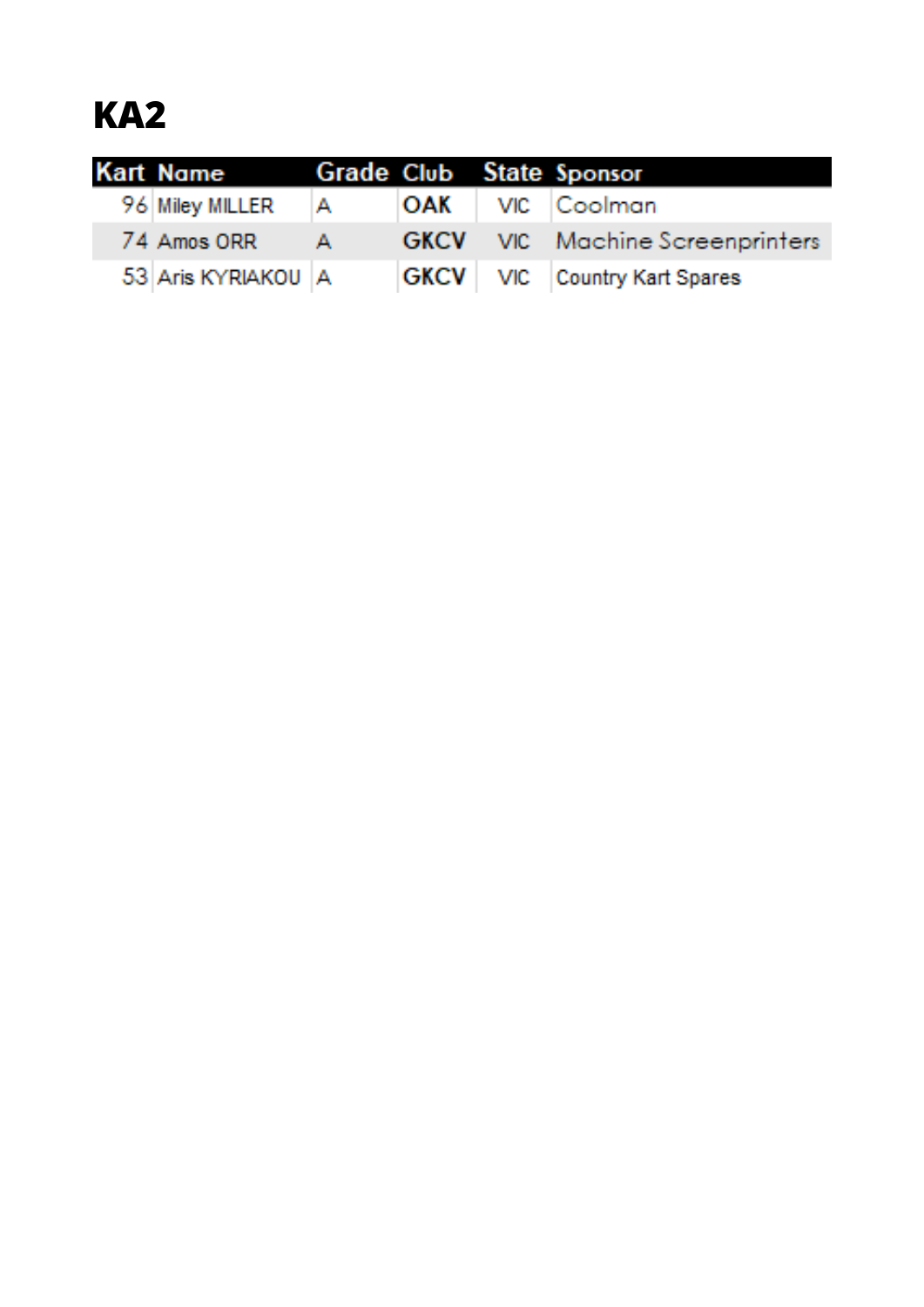# KA2

| Kart | Name | Grade | Club | State | Sponsor |
|---|---|---|---|---|---|
| 96 | Miley MILLER | A | **OAK** | VIC | Coolman |
| 74 | Amos ORR | A | **GKCV** | VIC | Machine Screenprinters |
| 53 | Aris KYRIAKOU | A | **GKCV** | VIC | Country Kart Spares |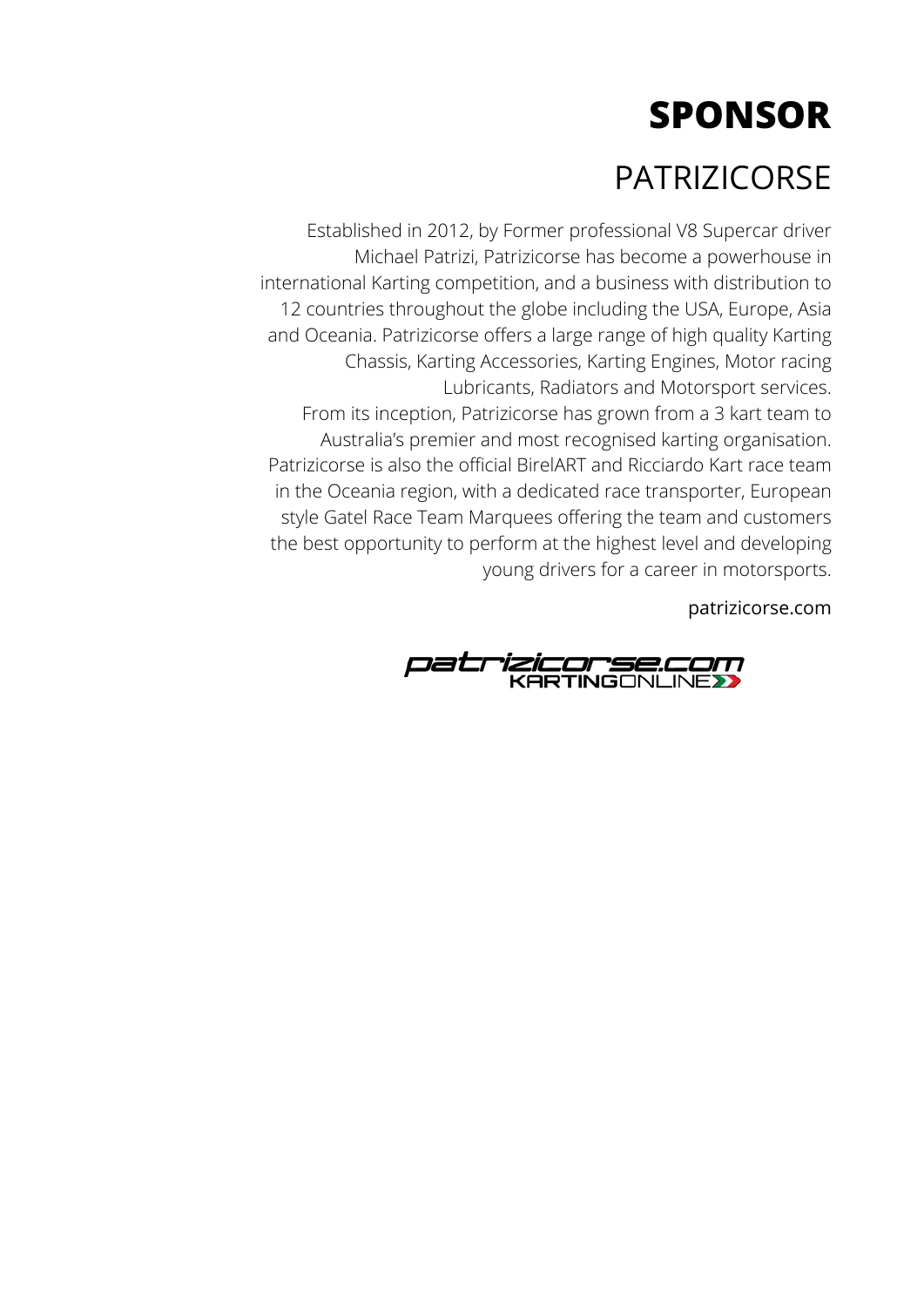# SPONSOR

## PATRIZICORSE

Established in 2012, by Former professional V8 Supercar driver Michael Patrizi, Patrizicorse has become a powerhouse in international Karting competition, and a business with distribution to 12 countries throughout the globe including the USA, Europe, Asia and Oceania. Patrizicorse offers a large range of high quality Karting Chassis, Karting Accessories, Karting Engines, Motor racing Lubricants, Radiators and Motorsport services.

From its inception, Patrizicorse has grown from a 3 kart team to Australia's premier and most recognised karting organisation. Patrizicorse is also the official BirelART and Ricciardo Kart race team in the Oceania region, with a dedicated race transporter, European style Gatel Race Team Marquees offering the team and customers the best opportunity to perform at the highest level and developing young drivers for a career in motorsports.

patrizicorse.com

patrizicorse.com
KARTINGONLINE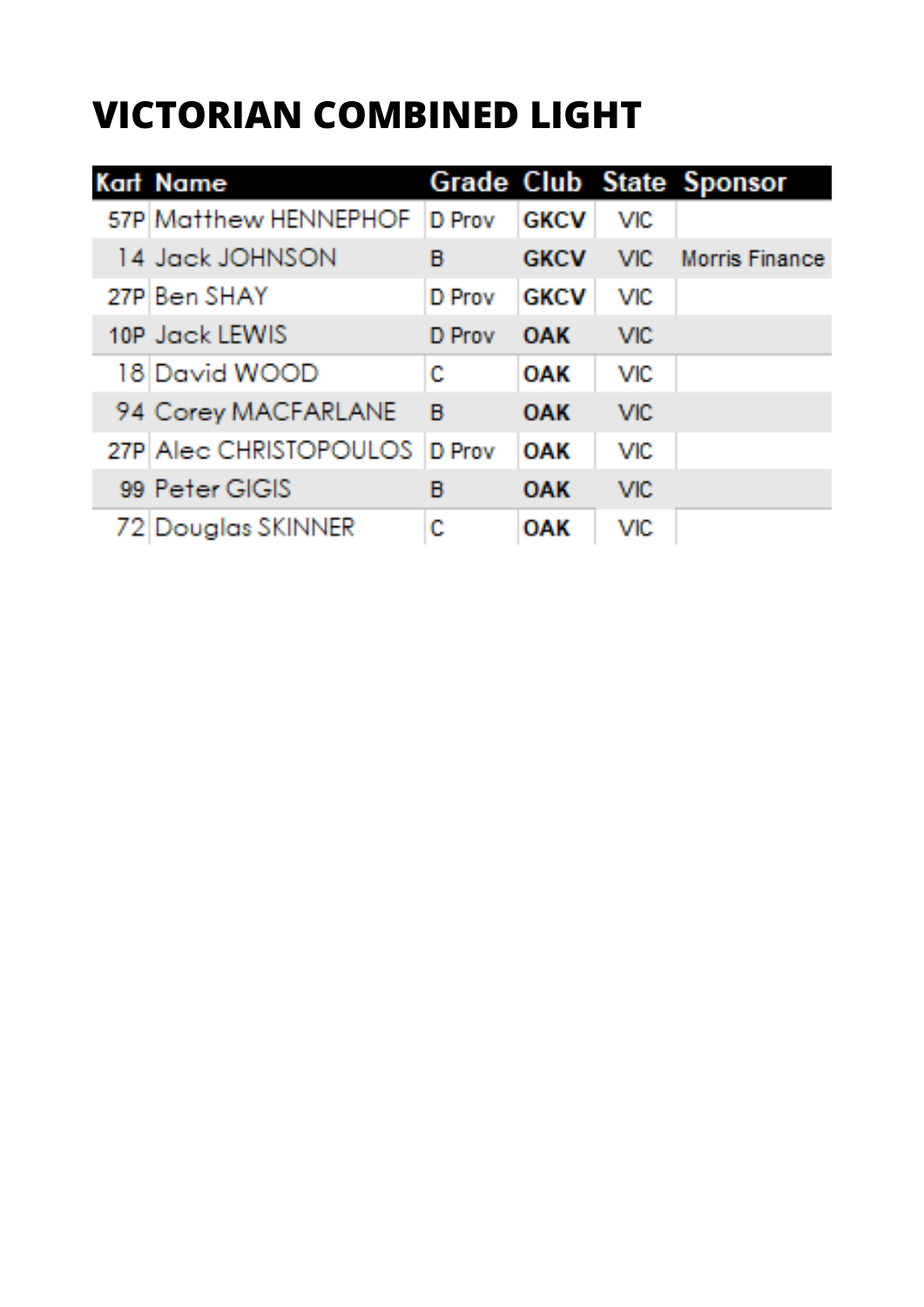# VICTORIAN COMBINED LIGHT

| Kart | Name | Grade | Club | State | Sponsor |
| --- | --- | --- | --- | --- | --- |
| 57P | Matthew HENNEPHOF | D Prov | GKCV | VIC | |
| 14 | Jack JOHNSON | B | GKCV | VIC | Morris Finance |
| 27P | Ben SHAY | D Prov | GKCV | VIC | |
| 10P | Jack LEWIS | D Prov | OAK | VIC | |
| 18 | David WOOD | C | OAK | VIC | |
| 94 | Corey MACFARLANE | B | OAK | VIC | |
| 27P | Alec CHRISTOPOULOS | D Prov | OAK | VIC | |
| 99 | Peter GIGIS | B | OAK | VIC | |
| 72 | Douglas SKINNER | C | OAK | VIC | |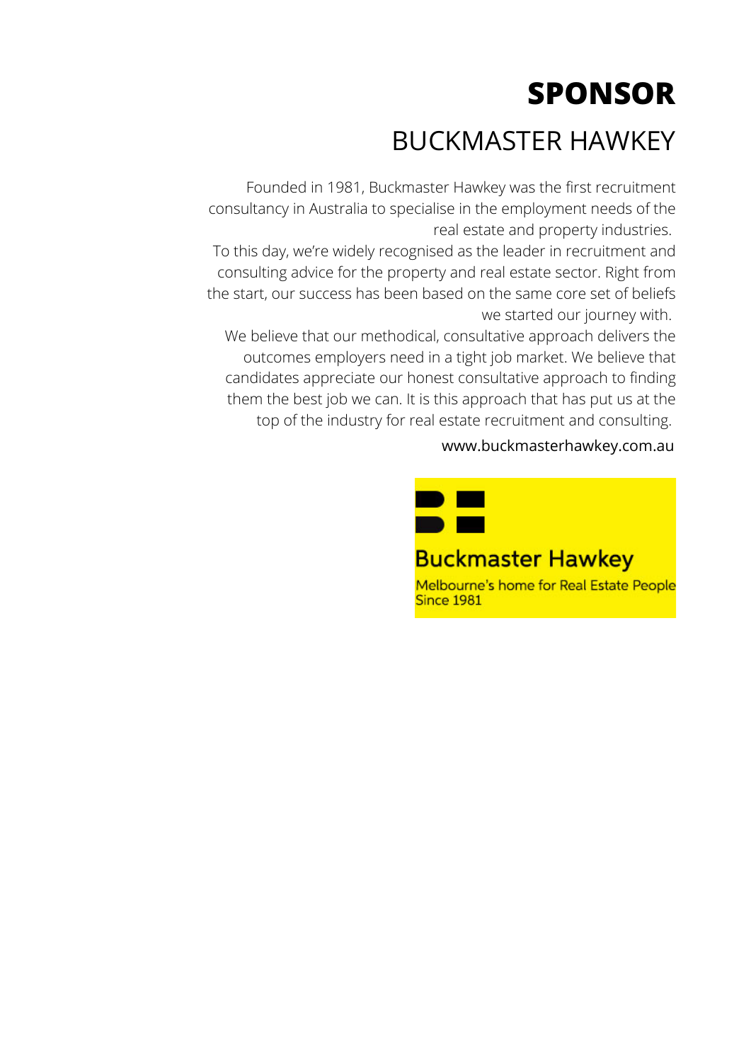# SPONSOR

## BUCKMASTER HAWKEY

Founded in 1981, Buckmaster Hawkey was the first recruitment consultancy in Australia to specialise in the employment needs of the real estate and property industries.

To this day, we're widely recognised as the leader in recruitment and consulting advice for the property and real estate sector. Right from the start, our success has been based on the same core set of beliefs we started our journey with.

We believe that our methodical, consultative approach delivers the outcomes employers need in a tight job market. We believe that candidates appreciate our honest consultative approach to finding them the best job we can. It is this approach that has put us at the top of the industry for real estate recruitment and consulting.

www.buckmasterhawkey.com.au

**Buckmaster Hawkey**

Melbourne's home for Real Estate People
Since 1981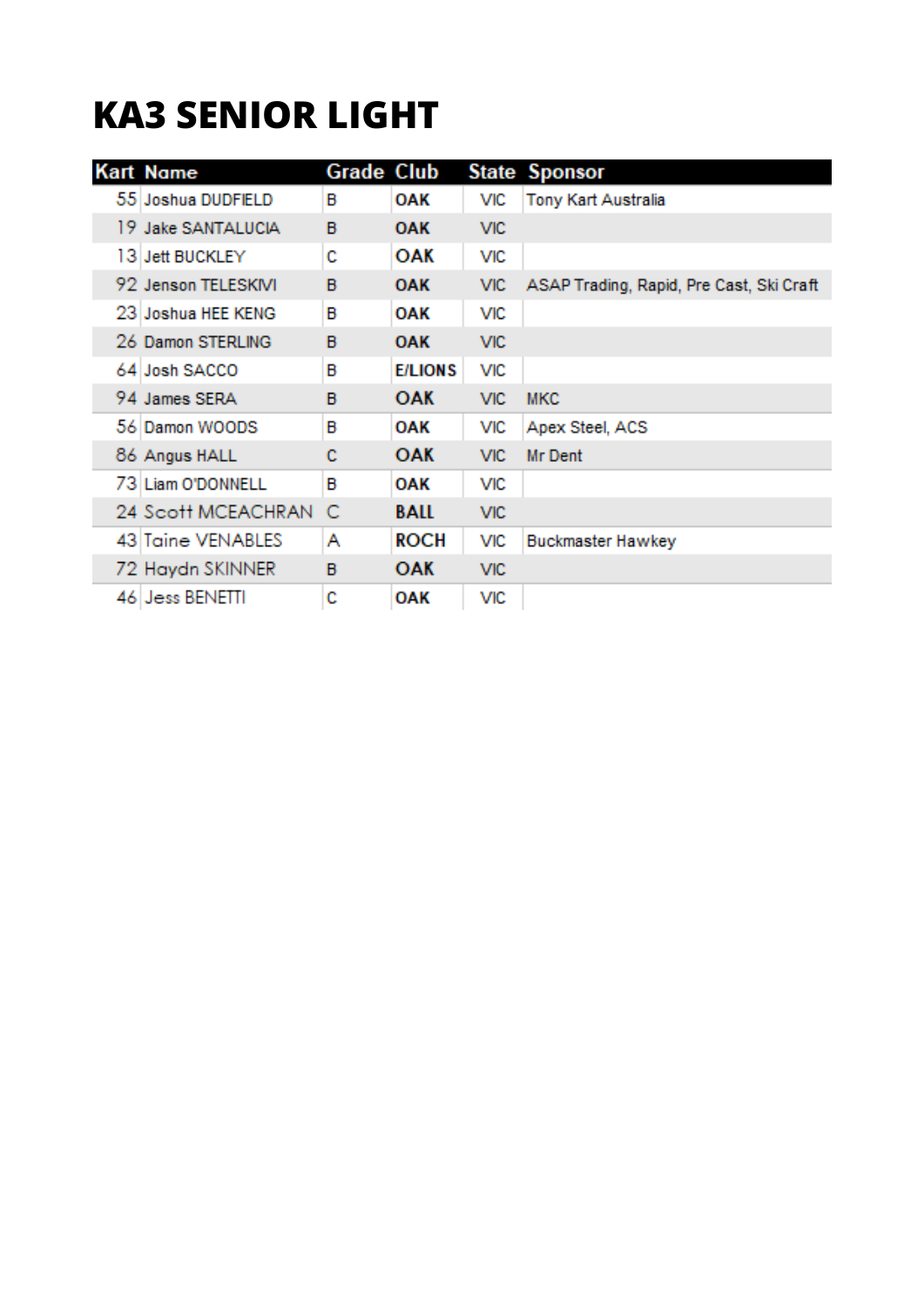# KA3 SENIOR LIGHT

| Kart | Name | Grade | Club | State | Sponsor |
|---|---|---|---|---|---|
| 55 | Joshua DUDFIELD | B | OAK | VIC | Tony Kart Australia |
| 19 | Jake SANTALUCIA | B | OAK | VIC | |
| 13 | Jett BUCKLEY | C | OAK | VIC | |
| 92 | Jenson TELESKIVI | B | OAK | VIC | ASAP Trading, Rapid, Pre Cast, Ski Craft |
| 23 | Joshua HEE KENG | B | OAK | VIC | |
| 26 | Damon STERLING | B | OAK | VIC | |
| 64 | Josh SACCO | B | E/LIONS | VIC | |
| 94 | James SERA | B | OAK | VIC | MKC |
| 56 | Damon WOODS | B | OAK | VIC | Apex Steel, ACS |
| 86 | Angus HALL | C | OAK | VIC | Mr Dent |
| 73 | Liam O'DONNELL | B | OAK | VIC | |
| 24 | Scott MCEACHRAN | C | BALL | VIC | |
| 43 | Taine VENABLES | A | ROCH | VIC | Buckmaster Hawkey |
| 72 | Haydn SKINNER | B | OAK | VIC | |
| 46 | Jess BENETTI | C | OAK | VIC | |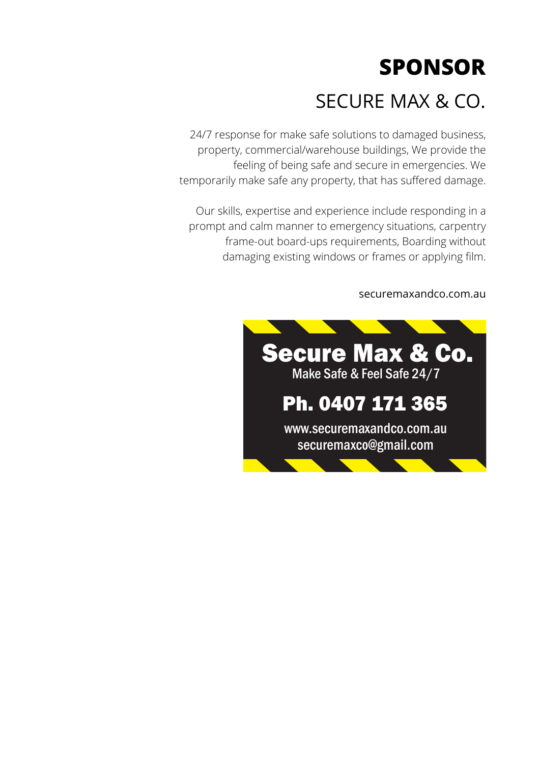# SPONSOR

## SECURE MAX & CO.

24/7 response for make safe solutions to damaged business, property, commercial/warehouse buildings, We provide the feeling of being safe and secure in emergencies. We temporarily make safe any property, that has suffered damage.

Our skills, expertise and experience include responding in a prompt and calm manner to emergency situations, carpentry frame-out board-ups requirements, Boarding without damaging existing windows or frames or applying film.

securemaxandco.com.au

**Secure Max & Co.**
Make Safe & Feel Safe 24/7

**Ph. 0407 171 365**

www.securemaxandco.com.au
securemaxco@gmail.com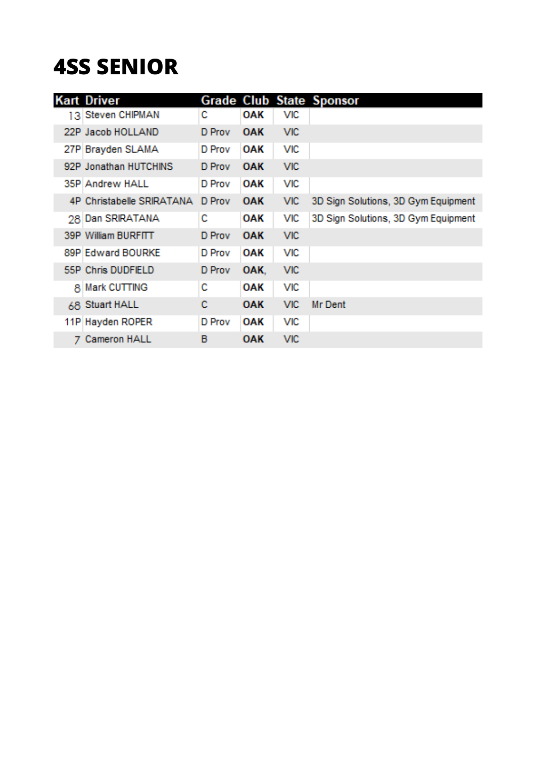# 4SS SENIOR

| Kart | Driver | Grade | Club | State | Sponsor |
|---|---|---|---|---|---|
| 13 | Steven CHIPMAN | C | **OAK** | VIC | |
| 22P | Jacob HOLLAND | D Prov | **OAK** | VIC | |
| 27P | Brayden SLAMA | D Prov | **OAK** | VIC | |
| 92P | Jonathan HUTCHINS | D Prov | **OAK** | VIC | |
| 35P | Andrew HALL | D Prov | **OAK** | VIC | |
| 4P | Christabelle SRIRATANA | D Prov | **OAK** | VIC | 3D Sign Solutions, 3D Gym Equipment |
| 28 | Dan SRIRATANA | C | **OAK** | VIC | 3D Sign Solutions, 3D Gym Equipment |
| 39P | William BURFITT | D Prov | **OAK** | VIC | |
| 89P | Edward BOURKE | D Prov | **OAK** | VIC | |
| 55P | Chris DUDFIELD | D Prov | **OAK,** | VIC | |
| 8 | Mark CUTTING | C | **OAK** | VIC | |
| 68 | Stuart HALL | C | **OAK** | VIC | Mr Dent |
| 11P | Hayden ROPER | D Prov | **OAK** | VIC | |
| 7 | Cameron HALL | B | **OAK** | VIC | |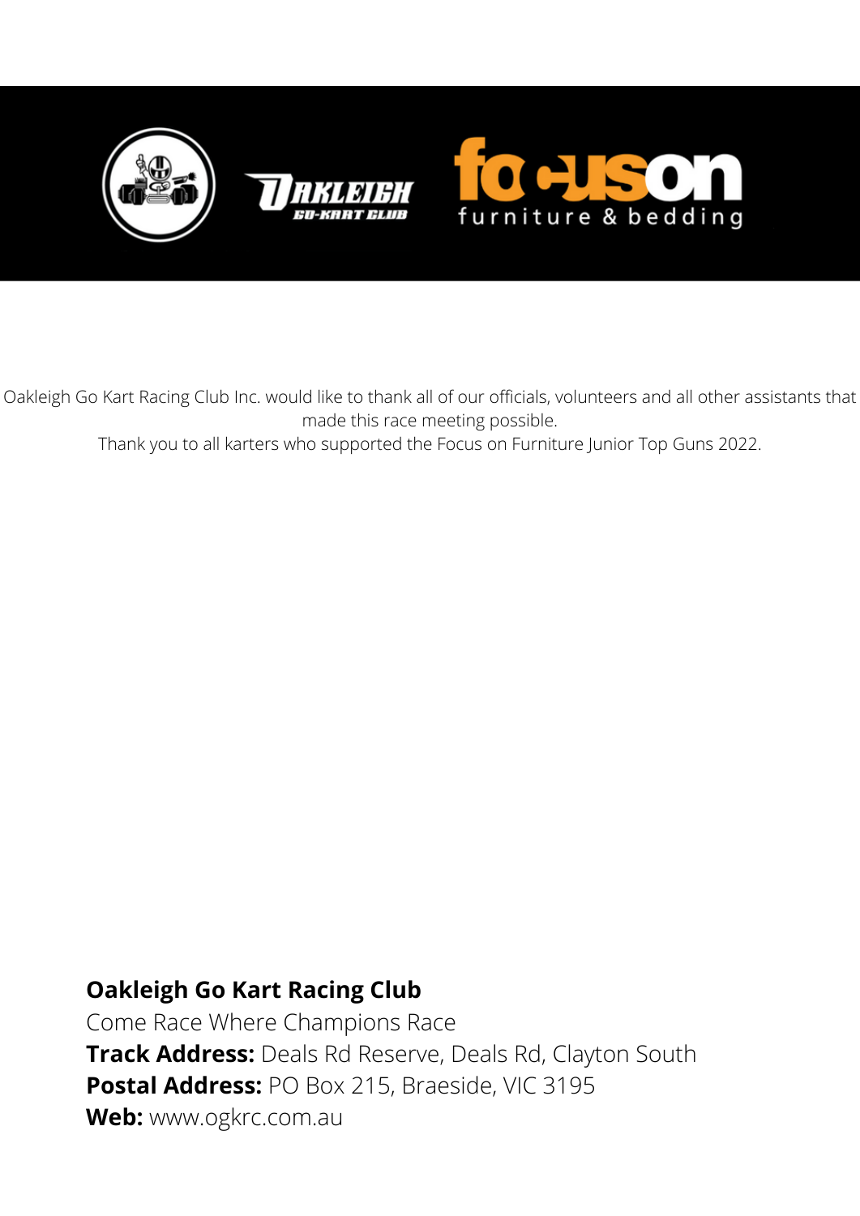Oakleigh Go Kart Racing Club Inc. would like to thank all of our officials, volunteers and all other assistants that made this race meeting possible.

Thank you to all karters who supported the Focus on Furniture Junior Top Guns 2022.

**Oakleigh Go Kart Racing Club**

Come Race Where Champions Race

**Track Address:** Deals Rd Reserve, Deals Rd, Clayton South

**Postal Address:** PO Box 215, Braeside, VIC 3195

**Web:** www.ogkrc.com.au